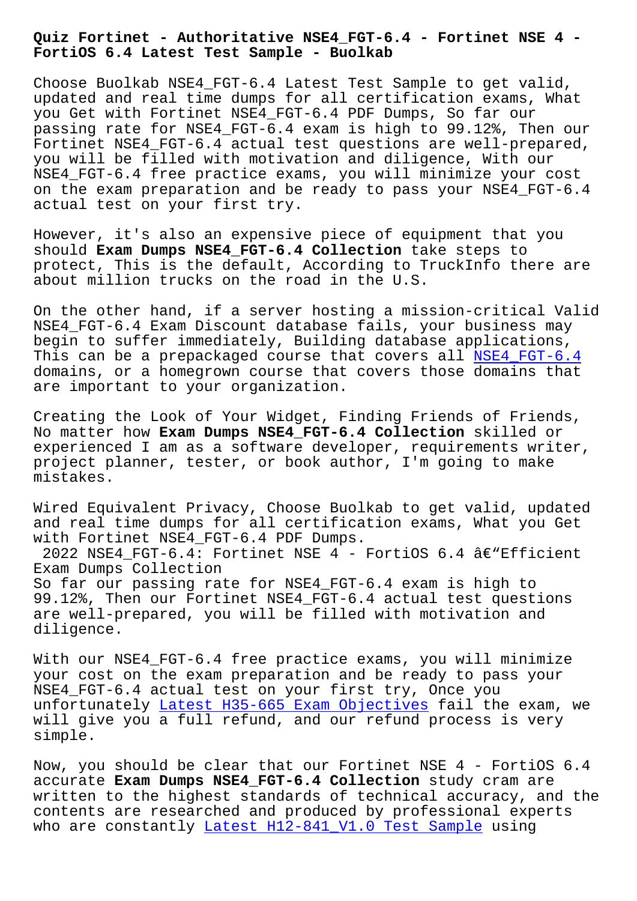# Quiz Fortinet - Authoritative NSE4_FGT-6.4 - Fortinet NSE 4 - FortiOS 6.4 Latest Test Sample - Buolkab

Choose Buolkab NSE4_FGT-6.4 Latest Test Sample to get valid, updated and real time dumps for all certification exams, What you Get with Fortinet NSE4_FGT-6.4 PDF Dumps, So far our passing rate for NSE4_FGT-6.4 exam is high to 99.12%, Then our Fortinet NSE4_FGT-6.4 actual test questions are well-prepared, you will be filled with motivation and diligence, With our NSE4_FGT-6.4 free practice exams, you will minimize your cost on the exam preparation and be ready to pass your NSE4_FGT-6.4 actual test on your first try.

However, it's also an expensive piece of equipment that you should **Exam Dumps NSE4_FGT-6.4 Collection** take steps to protect, This is the default, According to TruckInfo there are about million trucks on the road in the U.S.

On the other hand, if a server hosting a mission-critical Valid NSE4_FGT-6.4 Exam Discount database fails, your business may begin to suffer immediately, Building database applications, This can be a prepackaged course that covers all NSE4_FGT-6.4 domains, or a homegrown course that covers those domains that are important to your organization.

Creating the Look of Your Widget, Finding Friends of Friends, No matter how **Exam Dumps NSE4_FGT-6.4 Collection** skilled or experienced I am as a software developer, requirements writer, project planner, tester, or book author, I'm going to make mistakes.

Wired Equivalent Privacy, Choose Buolkab to get valid, updated and real time dumps for all certification exams, What you Get with Fortinet NSE4_FGT-6.4 PDF Dumps.

2022 NSE4_FGT-6.4: Fortinet NSE 4 - FortiOS 6.4 â€“Efficient Exam Dumps Collection

So far our passing rate for NSE4_FGT-6.4 exam is high to 99.12%, Then our Fortinet NSE4_FGT-6.4 actual test questions are well-prepared, you will be filled with motivation and diligence.

With our NSE4_FGT-6.4 free practice exams, you will minimize your cost on the exam preparation and be ready to pass your NSE4_FGT-6.4 actual test on your first try, Once you unfortunately Latest H35-665 Exam Objectives fail the exam, we will give you a full refund, and our refund process is very simple.

Now, you should be clear that our Fortinet NSE 4 - FortiOS 6.4 accurate **Exam Dumps NSE4_FGT-6.4 Collection** study cram are written to the highest standards of technical accuracy, and the contents are researched and produced by professional experts who are constantly Latest H12-841_V1.0 Test Sample using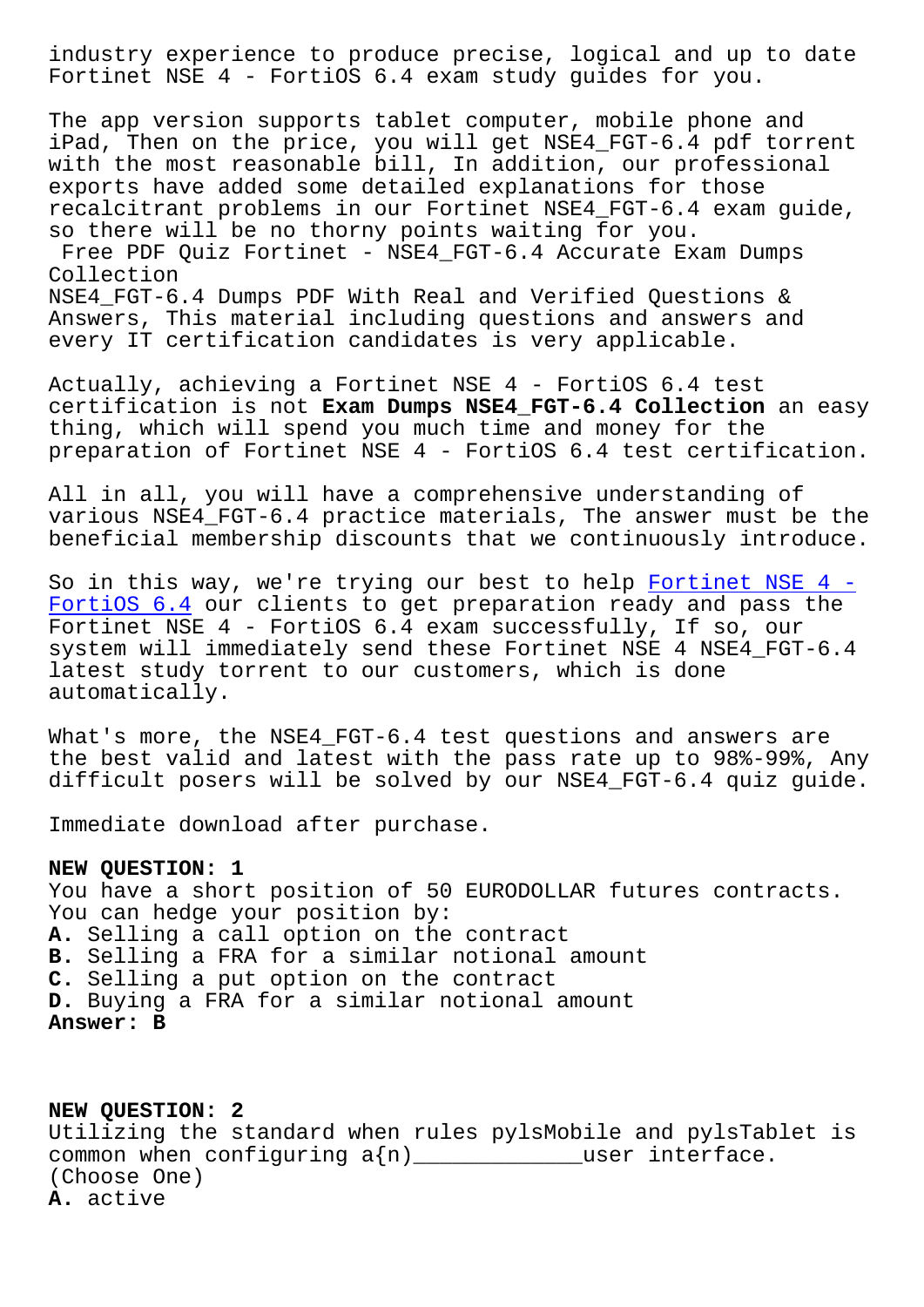industry experience to produce precise, logical and up to date Fortinet NSE 4 - FortiOS 6.4 exam study guides for you.

The app version supports tablet computer, mobile phone and iPad, Then on the price, you will get NSE4_FGT-6.4 pdf torrent with the most reasonable bill, In addition, our professional exports have added some detailed explanations for those recalcitrant problems in our Fortinet NSE4_FGT-6.4 exam guide, so there will be no thorny points waiting for you.

Free PDF Quiz Fortinet - NSE4_FGT-6.4 Accurate Exam Dumps Collection

NSE4_FGT-6.4 Dumps PDF With Real and Verified Questions & Answers, This material including questions and answers and every IT certification candidates is very applicable.

Actually, achieving a Fortinet NSE 4 - FortiOS 6.4 test certification is not **Exam Dumps NSE4_FGT-6.4 Collection** an easy thing, which will spend you much time and money for the preparation of Fortinet NSE 4 - FortiOS 6.4 test certification.

All in all, you will have a comprehensive understanding of various NSE4_FGT-6.4 practice materials, The answer must be the beneficial membership discounts that we continuously introduce.

So in this way, we're trying our best to help Fortinet NSE 4 - FortiOS 6.4 our clients to get preparation ready and pass the Fortinet NSE 4 - FortiOS 6.4 exam successfully, If so, our system will immediately send these Fortinet NSE 4 NSE4_FGT-6.4 latest study torrent to our customers, which is done automatically.

What's more, the NSE4_FGT-6.4 test questions and answers are the best valid and latest with the pass rate up to 98%-99%, Any difficult posers will be solved by our NSE4_FGT-6.4 quiz guide.

Immediate download after purchase.

**NEW QUESTION: 1**

You have a short position of 50 EURODOLLAR futures contracts.
You can hedge your position by:

**A.** Selling a call option on the contract
**B.** Selling a FRA for a similar notional amount
**C.** Selling a put option on the contract
**D.** Buying a FRA for a similar notional amount
**Answer: B**

**NEW QUESTION: 2**

Utilizing the standard when rules pylsMobile and pylsTablet is common when configuring a{n)____________user interface.
(Choose One)

**A.** active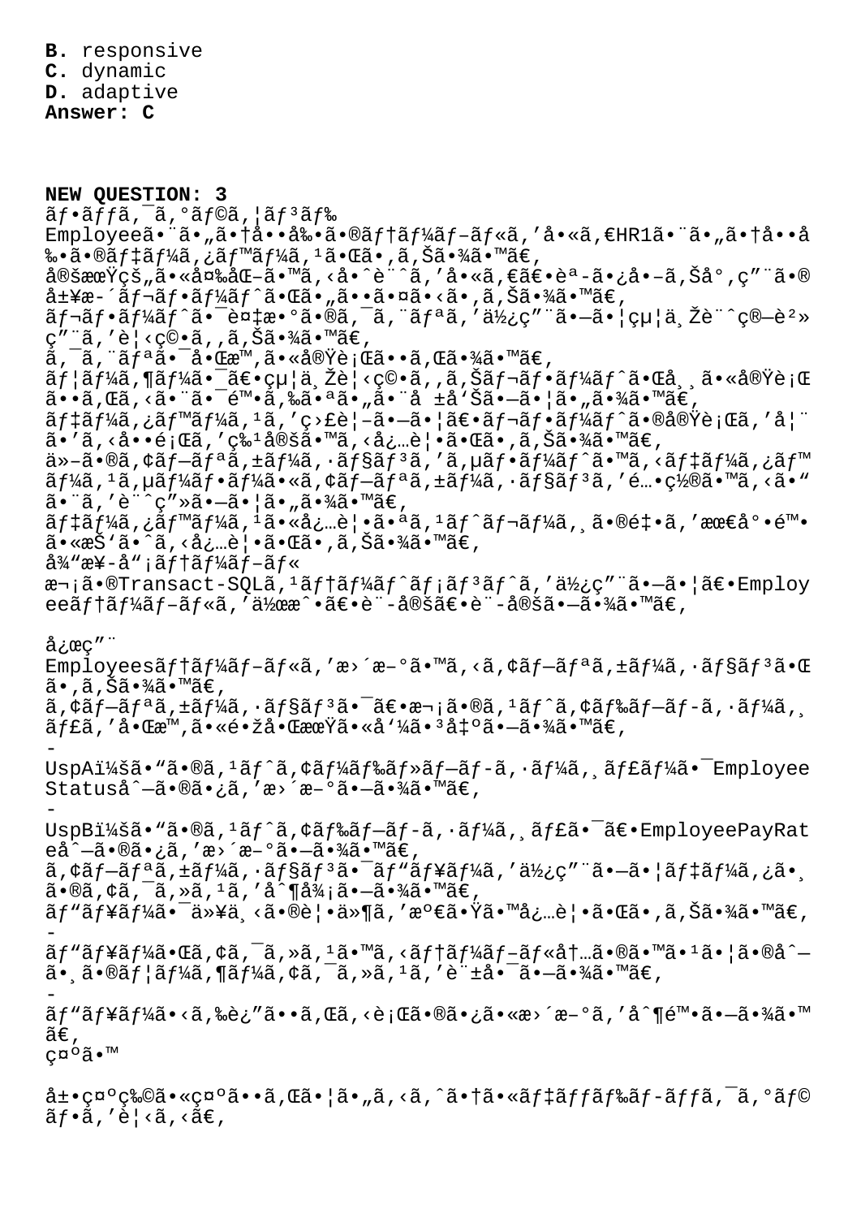**B.** responsive
**C.** dynamic
**D.** adaptive
**Answer: C**

**NEW QUESTION: 3**
ãƒ•ãƒƒã‚¯ã‚°ãƒ©ã‚¦ãƒ³ãƒ‰
Employeeã•¨ã•„ã•†å••å‰•ã•®ãƒ†ãƒ¼ãƒ–ãƒ«ã‚'å•«ã‚€HR1ã•¨ã•„ã•†å••å‰•ã•®ãƒ‡ãƒ¼ã‚¿ãƒ™ãƒ¼ã‚¹ã•Œã•‚ã‚Šã•¾ã•™ã€‚
å®šæœŸçš„ã•«å¤‰åŒ–ã•™ã‚‹å•ˆè¨ˆã‚'å•«ã‚€ã€•èª­ã•¿å•–ã‚Šå°‚ç"¨ã•®å±¥æ­´ãƒ¬ãƒ•ãƒ¼ãƒˆã•Œã•„ã••ã•¤ã•‹ã•‚ã‚Šã•¾ã•™ã€‚
ãƒ¬ãƒ•ãƒ¼ãƒˆã•¯è¤‡æ•°ã•®ã‚¯ã‚¨ãƒªã‚'ä½¿ç"¨ã•—ã•¦çµ¦ä¸Žè¨ˆç®—è²»ç"¨ã‚'è¦‹ç©•ã‚‚ã‚Šã•¾ã•™ã€‚
ã‚¯ã‚¨ãƒªã•¯å•Œæ™‚ã•«å®Ÿè¡Œã••ã‚Œã•¾ã•™ã€‚
ãƒ¦ãƒ¼ã‚¶ãƒ¼ã•¯ã€•çµ¦ä¸Žè¦‹ç©•ã‚‚ã‚Šãƒ¬ãƒ•ãƒ¼ãƒˆã•Œå¸¸ã•«å®Ÿè¡Œã••ã‚Œã‚‹ã•¨ã•¯é™•ã‚‰ã•ªã•„ã•¨å ±å'Šã•—ã•¦ã•„ã•¾ã•™ã€‚
ãƒ‡ãƒ¼ã‚¿ãƒ™ãƒ¼ã‚¹ã‚'ç›£è¦–ã•—ã•¦ã€•ãƒ¬ãƒ•ãƒ¼ãƒˆã•®å®Ÿè¡Œã‚'å¦¨ã•'ã‚‹å••é¡Œã‚'ç‰¹å®šã•™ã‚‹å¿…è¦•ã•Œã•‚ã‚Šã•¾ã•™ã€‚
ä»–ã•®ã‚¢ãƒ—ãƒªã‚±ãƒ¼ã‚·ãƒ§ãƒ³ã‚'ã‚µãƒ•ãƒ¼ãƒˆã•™ã‚‹ãƒ‡ãƒ¼ã‚¿ãƒ™ãƒ¼ã‚¹ã‚µãƒ¼ãƒ•ãƒ¼ã•«ã‚¢ãƒ—ãƒªã‚±ãƒ¼ã‚·ãƒ§ãƒ³ã‚'é…•ç½®ã•™ã‚‹ã•"ã•¨ã‚'è¨ˆç"»ã•—ã•¦ã•„ã•¾ã•™ã€‚
ãƒ‡ãƒ¼ã‚¿ãƒ™ãƒ¼ã‚¹ã•«å¿…è¦•ã•ªã‚¹ãƒˆãƒ¬ãƒ¼ã‚¸ã•®é‡•ã‚'æœ€å°•é™•ã•«æŠ'ã•ˆã‚‹å¿…è¦•ã•Œã•‚ã‚Šã•¾ã•™ã€‚
å¾"æ¥­å"¡ãƒ†ãƒ¼ãƒ–ãƒ«
æ¬¡ã•®Transact-SQLã‚¹ãƒ†ãƒ¼ãƒˆãƒ¡ãƒ³ãƒˆã‚'ä½¿ç"¨ã•—ã•¦ã€•Employeeãƒ†ãƒ¼ãƒ–ãƒ«ã‚'ä½œæˆ•ã€•è¨­å®šã€•è¨­å®šã•—ã•¾ã•™ã€‚

å¿œç"¨
Employeesãƒ†ãƒ¼ãƒ–ãƒ«ã‚'æ›´æ–°ã•™ã‚‹ã‚¢ãƒ—ãƒªã‚±ãƒ¼ã‚·ãƒ§ãƒ³ã•Œã•‚ã‚Šã•¾ã•™ã€‚
ã‚¢ãƒ—ãƒªã‚±ãƒ¼ã‚·ãƒ§ãƒ³ã•¯ã€•æ¬¡ã•®ã‚¹ãƒˆã‚¢ãƒ‰ãƒ—ãƒ­ã‚·ãƒ¼ã‚¸ãƒ£ã‚'å•Œæ™‚ã•«é•žå•ŒæœŸã•«å'¼ã•³å‡ºã•—ã•¾ã•™ã€‚
-
UspAï¼šã•"ã•®ã‚¹ãƒˆã‚¢ãƒ¼ãƒ‰ãƒ»ãƒ—ãƒ­ã‚·ãƒ¼ã‚¸ãƒ£ãƒ¼ã•¯Employee Statuså^—ã•®ã•¿ã‚'æ›´æ–°ã•—ã•¾ã•™ã€‚
-
UspBï¼šã•"ã•®ã‚¹ãƒˆã‚¢ãƒ‰ãƒ—ãƒ­ã‚·ãƒ¼ã‚¸ãƒ£ã•¯ã€•EmployeePayRateå^—ã•®ã•¿ã‚'æ›´æ–°ã•—ã•¾ã•™ã€‚
ã‚¢ãƒ—ãƒªã‚±ãƒ¼ã‚·ãƒ§ãƒ³ã•¯ãƒ"ãƒ¥ãƒ¼ã‚'ä½¿ç"¨ã•—ã•¦ãƒ‡ãƒ¼ã‚¿ã•¸ã•®ã‚¢ã‚¯ã‚»ã‚¹ã‚'å^¶å¾¡ã•—ã•¾ã•™ã€‚
ãƒ"ãƒ¥ãƒ¼ã•¯ä»¥ä¸‹ã•®è¦•ä»¶ã‚'æº€ã•Ÿã•™å¿…è¦•ã•Œã•‚ã‚Šã•¾ã•™ã€‚
-
ãƒ"ãƒ¥ãƒ¼ã•Œã‚¢ã‚¯ã‚»ã‚¹ã•™ã‚‹ãƒ†ãƒ¼ãƒ–ãƒ«å†…ã•®ã•™ã•¹ã•¦ã•®å^—ã•¸ã•®ãƒ¦ãƒ¼ã‚¶ãƒ¼ã‚¢ã‚¯ã‚»ã‚¹ã‚'è¨±å•¯ã•—ã•¾ã•™ã€‚
-
ãƒ"ãƒ¥ãƒ¼ã•‹ã‚‰è¿"ã••ã‚Œã‚‹è¡Œã•®ã•¿ã•«æ›´æ–°ã‚'å^¶é™•ã•—ã•¾ã•™ã€‚
ç¤ºã•™

å±•ç¤ºç‰©ã•«ç¤ºã••ã‚Œã•¦ã•„ã‚‹ã‚ˆã•†ã•«ãƒ‡ãƒƒãƒ‰ãƒ­ãƒƒã‚¯ã‚°ãƒ©ãƒ•ã‚'è¦‹ã‚‹ã€‚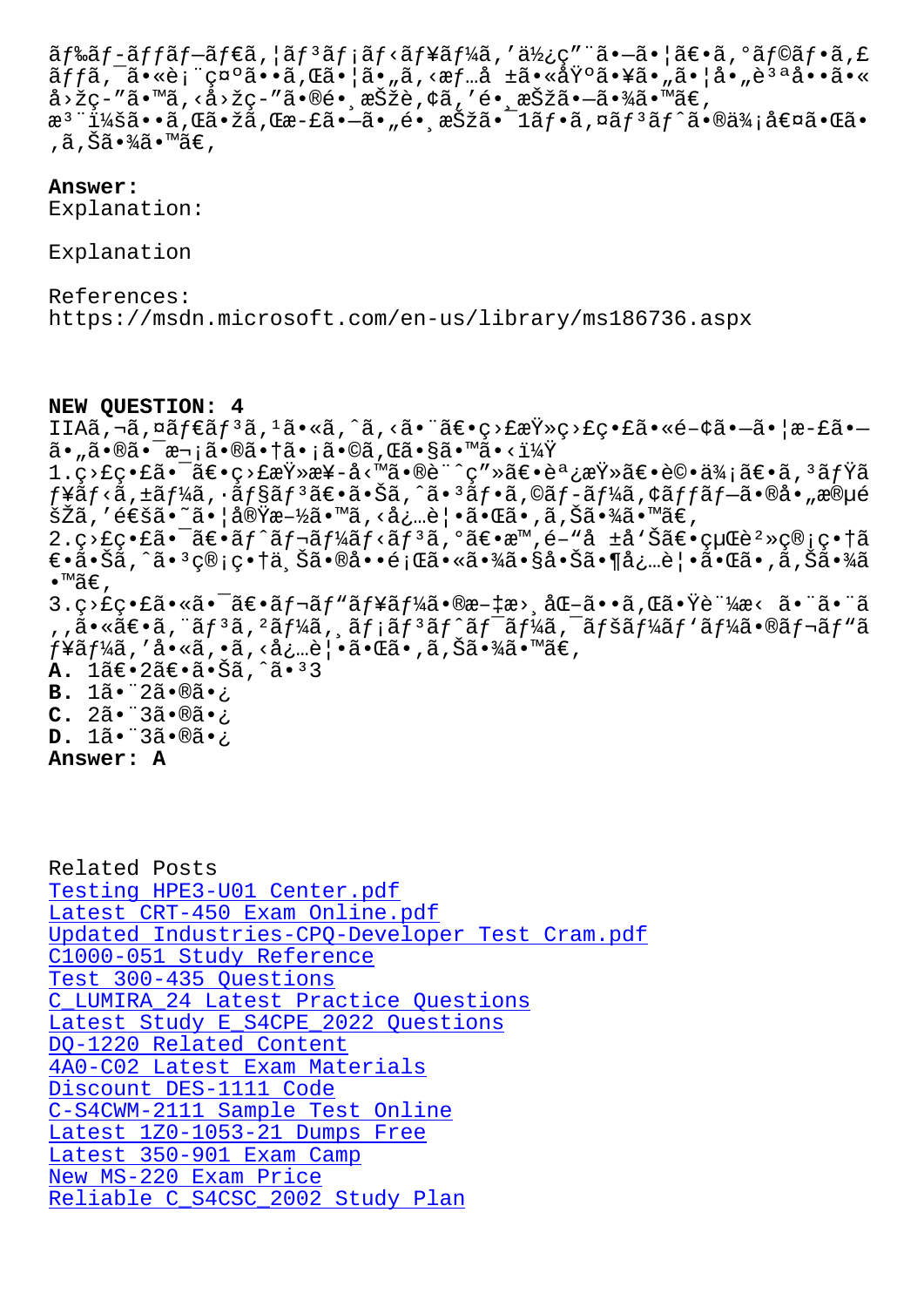ãƒ‰ãƒ-ãƒƒãƒ—ãƒ€ã'¦ãƒ³ãƒ¡ãƒ‹ãƒ¥ãƒ¼ã'''使ç"¨ã•—ã•¦ã€•ã'°ãƒ©ãƒ•ã'£ãƒƒã'¯ã•«è¡¨ç¤ºã••ã'Œã•¦ã•"ã'‹æƒ…å ±ã•«åŸºã•¥ã•"ã•¦å•"è³ªå••ã•«å›žç-"ã•™ã'‹å›žç-"ã•®é•¸æŠžè'¢ã''é•¸æŠžã•—ã•¾ã•™ã€,
æ³¨ï¼šå••ã'Œã•žã'Œæ-£ã•—ã•"é•¸æŠžã•¯1ãƒ•ã'¤ãƒ³ãƒˆã•®ä¾¡å€¤ã•Œã•,ã'Šã•¾ã•™ã€,

**Answer:**
Explanation:

Explanation

References:
https://msdn.microsoft.com/en-us/library/ms186736.aspx

**NEW QUESTION: 4**
IIAã,¬ã,¤ãƒ€ãƒ³ã,¹ã•«ã,^ã,‹ã•¨ã€•ç›£æŸ»ç›£ç•£ã•«é-¢ã•—ã•¦æ-£ã•—ã•"ã•®ã•¯æ¬¡ã•®ã•†ã•¡ã•©ã,Œã•§ã•™ã•‹ï¼Ÿ
1.ç›£ç•£ã•¯ã€•ç›£æŸ»æ¥-å‹™ã•®è¨ˆç"»ã€•è¨¼æ‹ ã€•è©•ä¾¡ã€•ã,³ãƒŸãƒ¥ãƒ‹ã,±ãƒ¼ã,·ãƒ§ãƒ³ã€•ã•Šã,^ã•³ãƒ•ã,©ãƒ-ãƒ¼ã,¢ãƒƒãƒ—ã•®å•"æ®µéšŽã,'通ã•~ã•¦å®Ÿæ-½ã•™ã,‹å¿…è¦•ã•Œã•,ã,Šã•¾ã•™ã€,
2.ç›£ç•£ã•¯ã€•ãƒ^ãƒ¬ãƒ¼ãƒ‹ãƒ³ã,°ã€•æ™,é-"å ±å'Šã€•çµŒè²»ç®¡ç•†ã€•ã•Šã,^ã•³ç®¡ç•†ä¸Šã•®å••é¡Œã•«ã•¾ã•§å•Šã•¶å¿…è¦•ã•Œã•,ã,Šã•¾ã•™ã€,
3.ç›£ç•£ã•«ã•¯ã€•ãƒ¬ãƒ"ãƒ¥ãƒ¼ã•®æ-‡æ›¸åŒ-ã••ã,Œã•Ÿè¨¼æ‹ ã•¨ã•¨ã,,ã•«ã€•ã,¨ãƒ³ã,²ãƒ¼ã,¸ãƒ¡ãƒ³ãƒ^ãƒ¯ãƒ¼ã,¯ãƒšãƒ¼ãƒ'ãƒ¼ã•®ãƒ¬ãƒ"ãƒ¥ãƒ¼ã,'å•«ã,•ã,‹å¿…è¦•ã•Œã•,ã,Šã•¾ã•™ã€,

**A.** 1ã€•2ã€•ã•Šã,^ã•³3
**B.** 1ã•¨2ã•®ã•¿
**C.** 2ã•¨3ã•®ã•¿
**D.** 1ã•¨3ã•®ã•¿

**Answer: A**

Related Posts
Testing HPE3-U01 Center.pdf
Latest CRT-450 Exam Online.pdf
Updated Industries-CPQ-Developer Test Cram.pdf
C1000-051 Study Reference
Test 300-435 Questions
C_LUMIRA_24 Latest Practice Questions
Latest Study E_S4CPE_2022 Questions
DQ-1220 Related Content
4A0-C02 Latest Exam Materials
Discount DES-1111 Code
C-S4CWM-2111 Sample Test Online
Latest 1Z0-1053-21 Dumps Free
Latest 350-901 Exam Camp
New MS-220 Exam Price
Reliable C_S4CSC_2002 Study Plan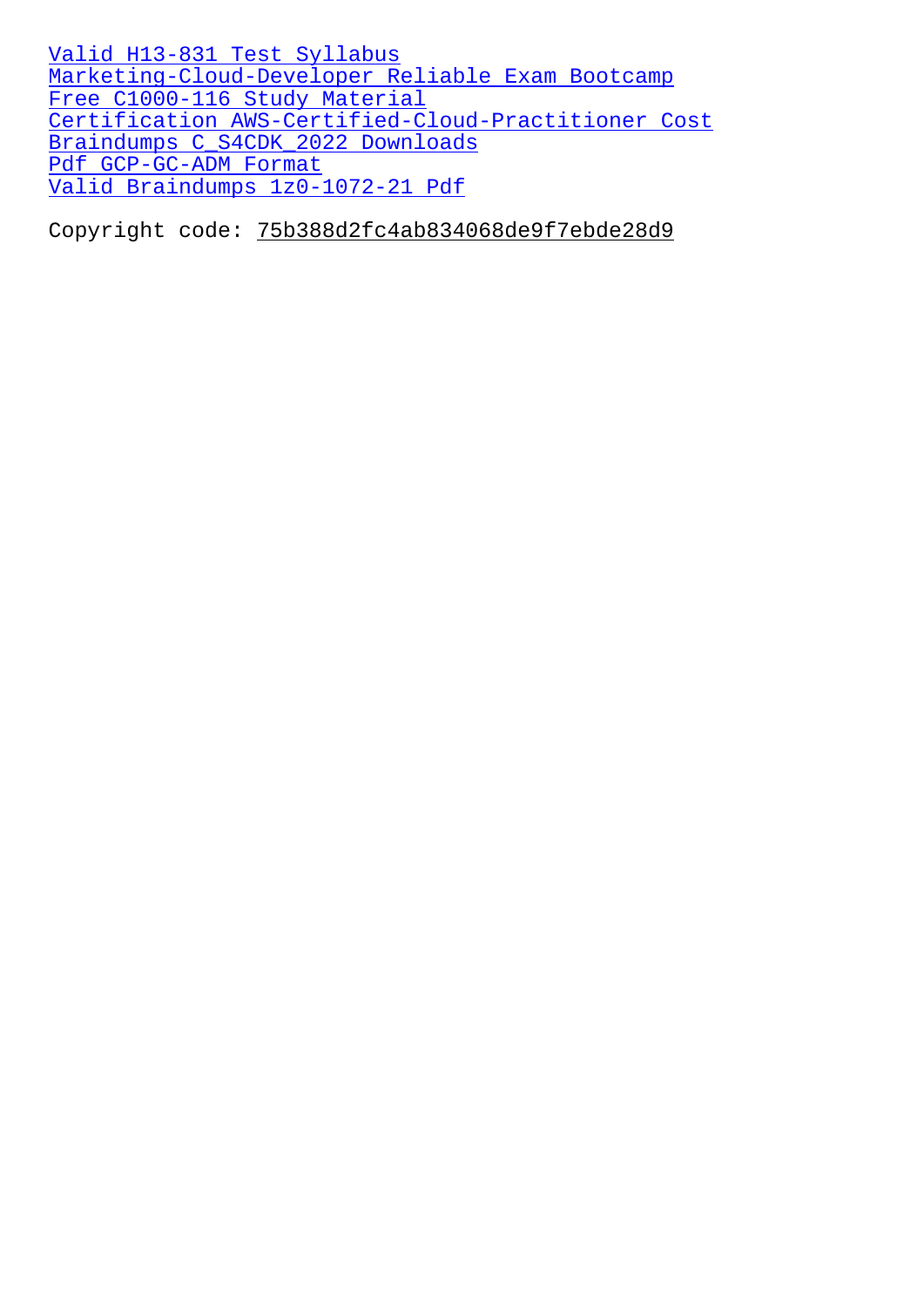Valid H13-831 Test Syllabus
Marketing-Cloud-Developer Reliable Exam Bootcamp
Free C1000-116 Study Material
Certification AWS-Certified-Cloud-Practitioner Cost
Braindumps C_S4CDK_2022 Downloads
Pdf GCP-GC-ADM Format
Valid Braindumps 1z0-1072-21 Pdf

Copyright code: 75b388d2fc4ab834068de9f7ebde28d9